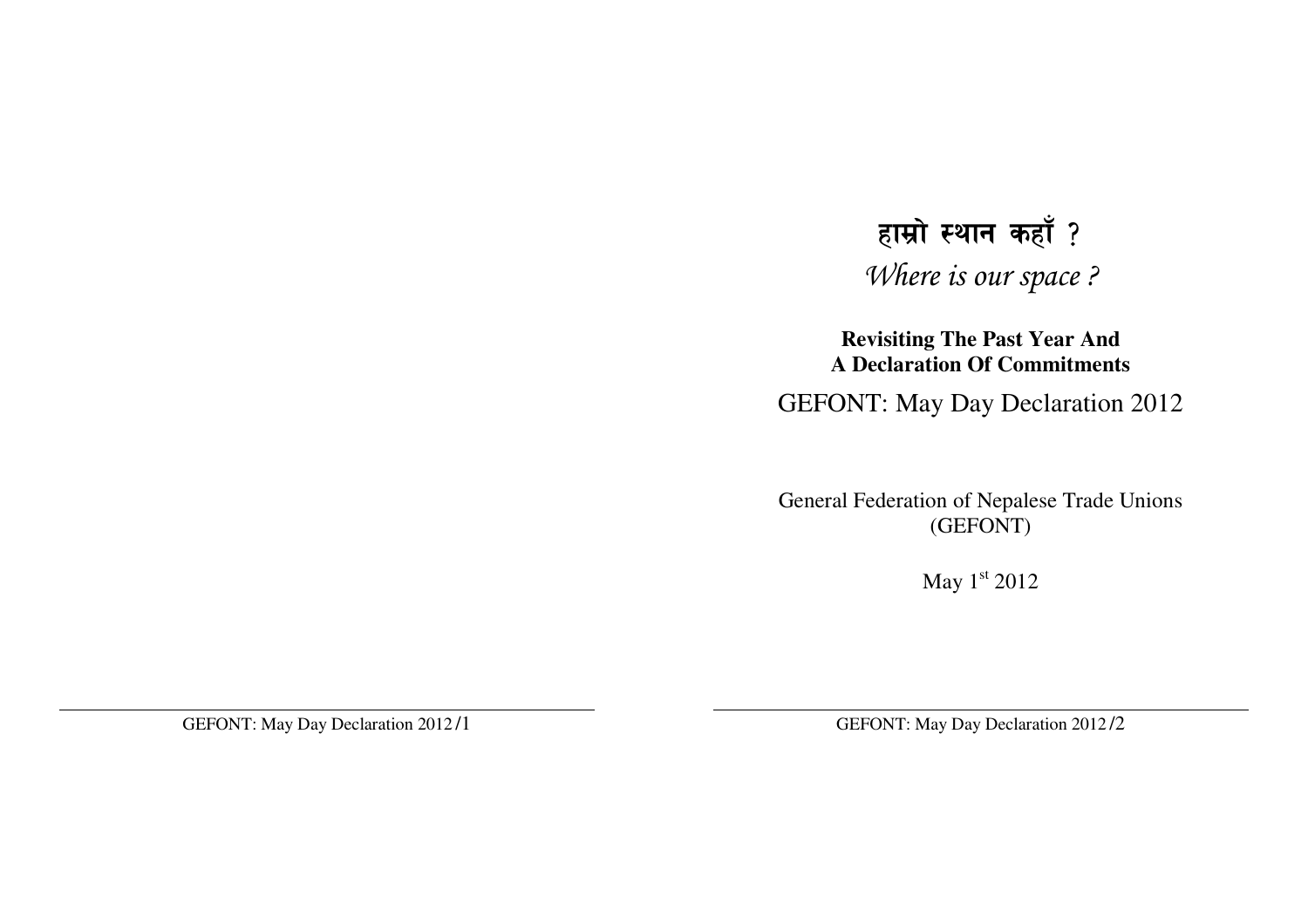# हाम्रो स्थान कहाँ ?

*Where is our space ?*

**Revisiting The Past Year And A Declaration Of Commitments**

## GEFONT: May Day Declaration 2012

General Federation of Nepalese Trade Unions (GEFONT)

May 1st 2012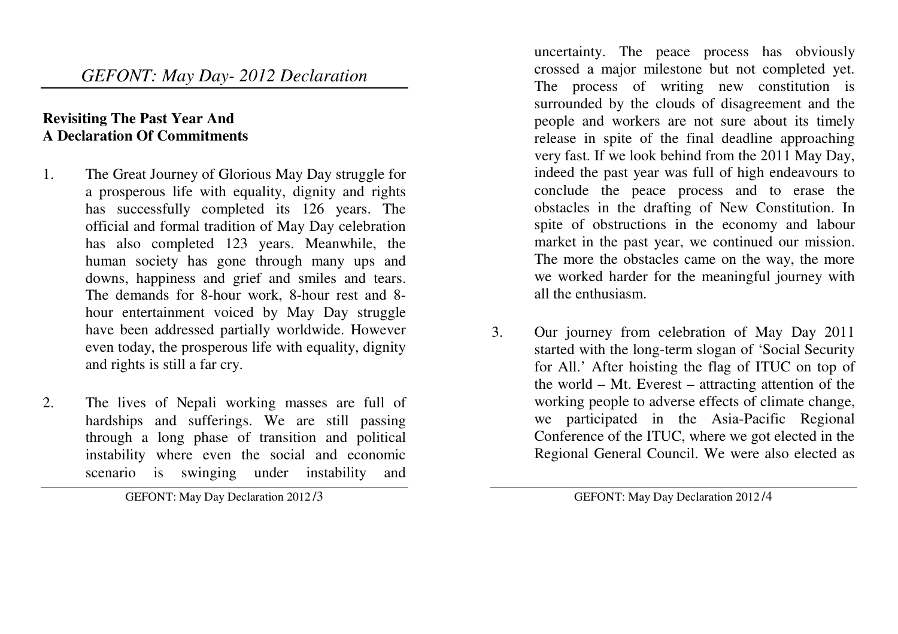# *GEFONT: May Day- 2012 Declaration*

**Revisiting The Past Year And**
**A Declaration Of Commitments**

1. The Great Journey of Glorious May Day struggle for a prosperous life with equality, dignity and rights has successfully completed its 126 years. The official and formal tradition of May Day celebration has also completed 123 years. Meanwhile, the human society has gone through many ups and downs, happiness and grief and smiles and tears. The demands for 8-hour work, 8-hour rest and 8-hour entertainment voiced by May Day struggle have been addressed partially worldwide. However even today, the prosperous life with equality, dignity and rights is still a far cry.

2. The lives of Nepali working masses are full of hardships and sufferings. We are still passing through a long phase of transition and political instability where even the social and economic scenario is swinging under instability and uncertainty. The peace process has obviously crossed a major milestone but not completed yet. The process of writing new constitution is surrounded by the clouds of disagreement and the people and workers are not sure about its timely release in spite of the final deadline approaching very fast. If we look behind from the 2011 May Day, indeed the past year was full of high endeavours to conclude the peace process and to erase the obstacles in the drafting of New Constitution. In spite of obstructions in the economy and labour market in the past year, we continued our mission. The more the obstacles came on the way, the more we worked harder for the meaningful journey with all the enthusiasm.

3. Our journey from celebration of May Day 2011 started with the long-term slogan of 'Social Security for All.' After hoisting the flag of ITUC on top of the world – Mt. Everest – attracting attention of the working people to adverse effects of climate change, we participated in the Asia-Pacific Regional Conference of the ITUC, where we got elected in the Regional General Council. We were also elected as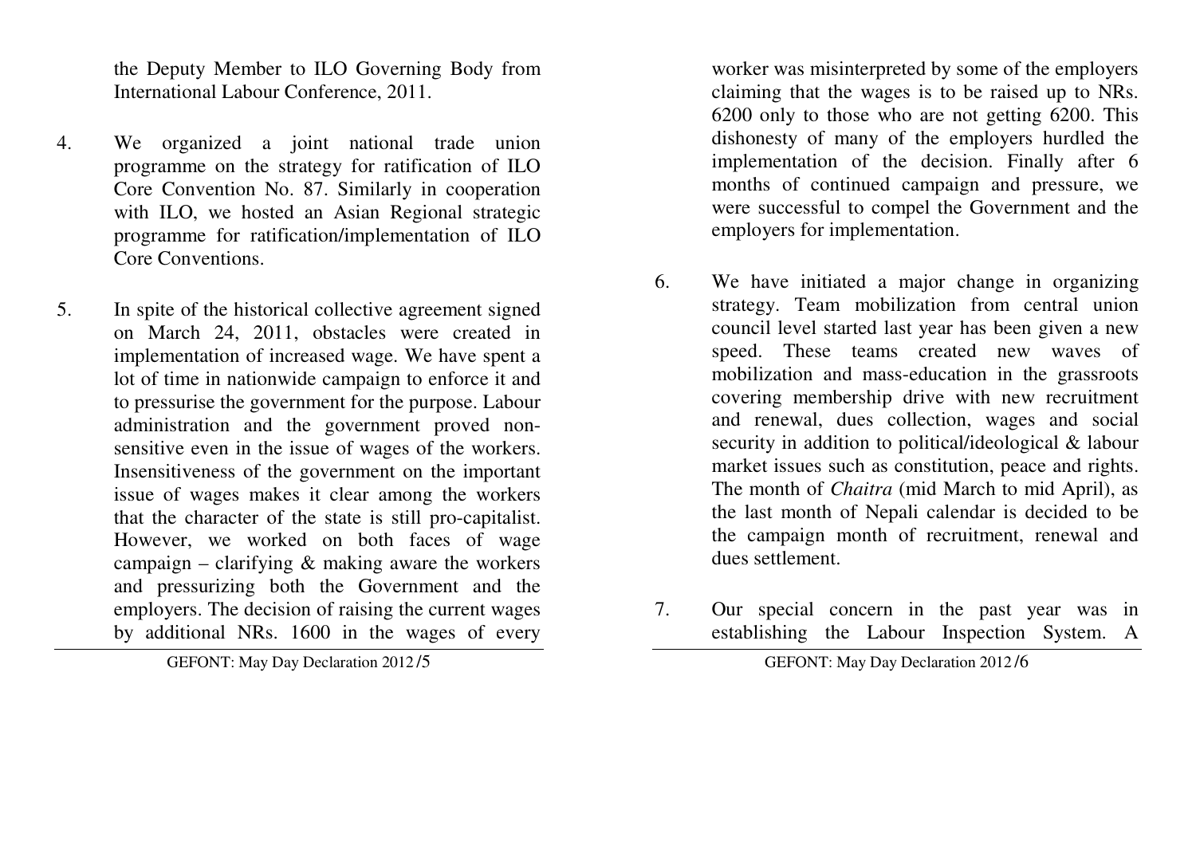the Deputy Member to ILO Governing Body from International Labour Conference, 2011.

4. We organized a joint national trade union programme on the strategy for ratification of ILO Core Convention No. 87. Similarly in cooperation with ILO, we hosted an Asian Regional strategic programme for ratification/implementation of ILO Core Conventions.

5. In spite of the historical collective agreement signed on March 24, 2011, obstacles were created in implementation of increased wage. We have spent a lot of time in nationwide campaign to enforce it and to pressurise the government for the purpose. Labour administration and the government proved non-sensitive even in the issue of wages of the workers. Insensitiveness of the government on the important issue of wages makes it clear among the workers that the character of the state is still pro-capitalist. However, we worked on both faces of wage campaign – clarifying & making aware the workers and pressurizing both the Government and the employers. The decision of raising the current wages by additional NRs. 1600 in the wages of every worker was misinterpreted by some of the employers claiming that the wages is to be raised up to NRs. 6200 only to those who are not getting 6200. This dishonesty of many of the employers hurdled the implementation of the decision. Finally after 6 months of continued campaign and pressure, we were successful to compel the Government and the employers for implementation.

6. We have initiated a major change in organizing strategy. Team mobilization from central union council level started last year has been given a new speed. These teams created new waves of mobilization and mass-education in the grassroots covering membership drive with new recruitment and renewal, dues collection, wages and social security in addition to political/ideological & labour market issues such as constitution, peace and rights. The month of *Chaitra* (mid March to mid April), as the last month of Nepali calendar is decided to be the campaign month of recruitment, renewal and dues settlement.

7. Our special concern in the past year was in establishing the Labour Inspection System. A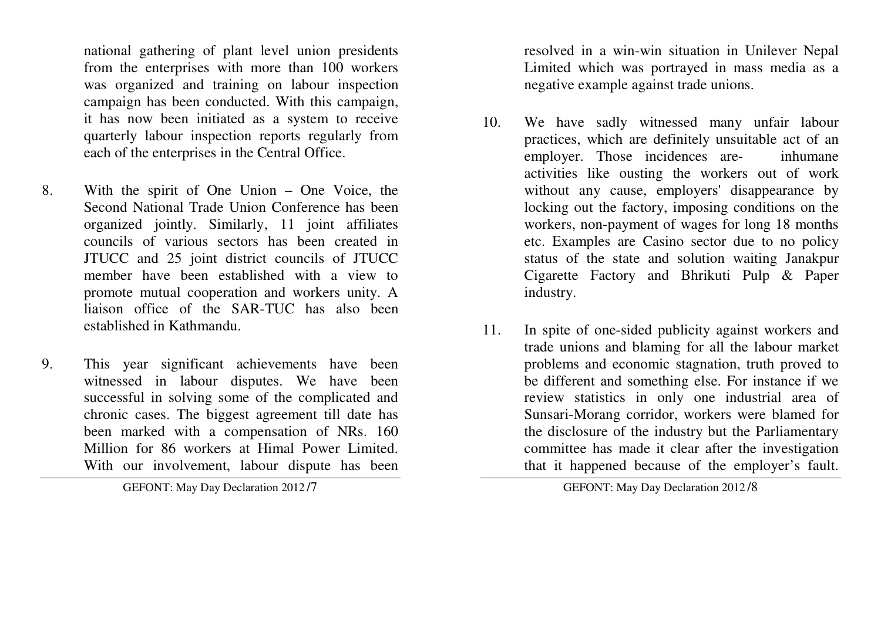national gathering of plant level union presidents from the enterprises with more than 100 workers was organized and training on labour inspection campaign has been conducted. With this campaign, it has now been initiated as a system to receive quarterly labour inspection reports regularly from each of the enterprises in the Central Office.

8. With the spirit of One Union – One Voice, the Second National Trade Union Conference has been organized jointly. Similarly, 11 joint affiliates councils of various sectors has been created in JTUCC and 25 joint district councils of JTUCC member have been established with a view to promote mutual cooperation and workers unity. A liaison office of the SAR-TUC has also been established in Kathmandu.

9. This year significant achievements have been witnessed in labour disputes. We have been successful in solving some of the complicated and chronic cases. The biggest agreement till date has been marked with a compensation of NRs. 160 Million for 86 workers at Himal Power Limited. With our involvement, labour dispute has been resolved in a win-win situation in Unilever Nepal Limited which was portrayed in mass media as a negative example against trade unions.

10. We have sadly witnessed many unfair labour practices, which are definitely unsuitable act of an employer. Those incidences are- inhumane activities like ousting the workers out of work without any cause, employers' disappearance by locking out the factory, imposing conditions on the workers, non-payment of wages for long 18 months etc. Examples are Casino sector due to no policy status of the state and solution waiting Janakpur Cigarette Factory and Bhrikuti Pulp & Paper industry.

11. In spite of one-sided publicity against workers and trade unions and blaming for all the labour market problems and economic stagnation, truth proved to be different and something else. For instance if we review statistics in only one industrial area of Sunsari-Morang corridor, workers were blamed for the disclosure of the industry but the Parliamentary committee has made it clear after the investigation that it happened because of the employer's fault.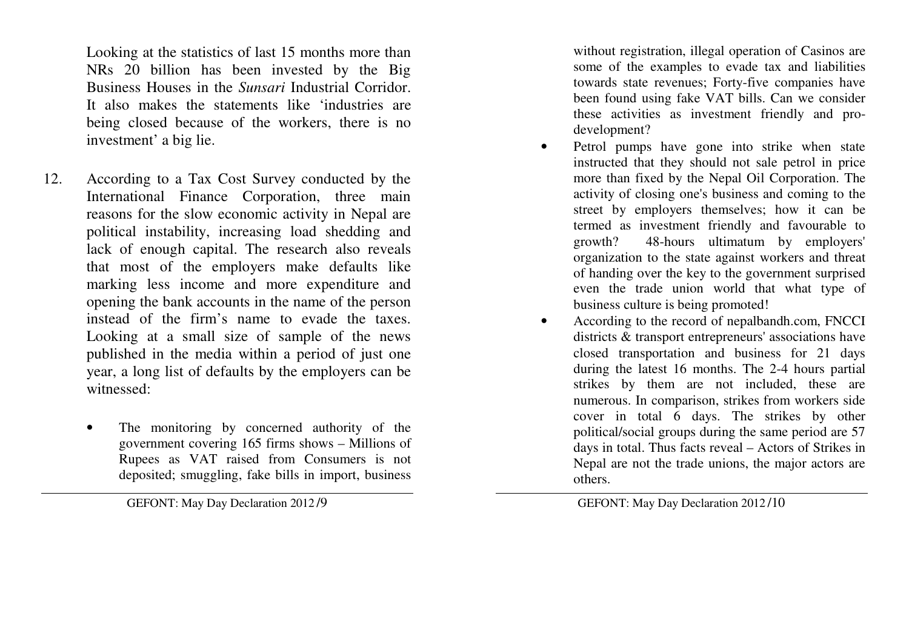Looking at the statistics of last 15 months more than NRs 20 billion has been invested by the Big Business Houses in the *Sunsari* Industrial Corridor. It also makes the statements like 'industries are being closed because of the workers, there is no investment' a big lie.

12. According to a Tax Cost Survey conducted by the International Finance Corporation, three main reasons for the slow economic activity in Nepal are political instability, increasing load shedding and lack of enough capital. The research also reveals that most of the employers make defaults like marking less income and more expenditure and opening the bank accounts in the name of the person instead of the firm's name to evade the taxes. Looking at a small size of sample of the news published in the media within a period of just one year, a long list of defaults by the employers can be witnessed:

    - The monitoring by concerned authority of the government covering 165 firms shows – Millions of Rupees as VAT raised from Consumers is not deposited; smuggling, fake bills in import, business without registration, illegal operation of Casinos are some of the examples to evade tax and liabilities towards state revenues; Forty-five companies have been found using fake VAT bills. Can we consider these activities as investment friendly and pro-development?
    - Petrol pumps have gone into strike when state instructed that they should not sale petrol in price more than fixed by the Nepal Oil Corporation. The activity of closing one's business and coming to the street by employers themselves; how it can be termed as investment friendly and favourable to growth? 48-hours ultimatum by employers' organization to the state against workers and threat of handing over the key to the government surprised even the trade union world that what type of business culture is being promoted!
    - According to the record of nepalbandh.com, FNCCI districts & transport entrepreneurs' associations have closed transportation and business for 21 days during the latest 16 months. The 2-4 hours partial strikes by them are not included, these are numerous. In comparison, strikes from workers side cover in total 6 days. The strikes by other political/social groups during the same period are 57 days in total. Thus facts reveal – Actors of Strikes in Nepal are not the trade unions, the major actors are others.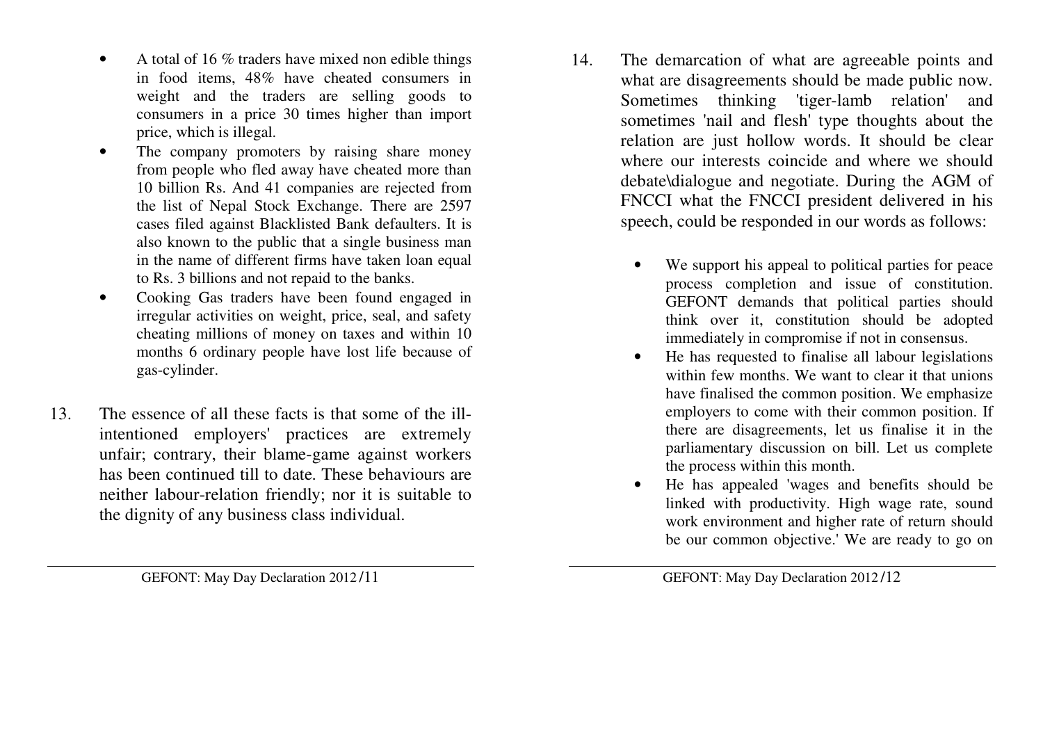- A total of 16 % traders have mixed non edible things in food items, 48% have cheated consumers in weight and the traders are selling goods to consumers in a price 30 times higher than import price, which is illegal.
- The company promoters by raising share money from people who fled away have cheated more than 10 billion Rs. And 41 companies are rejected from the list of Nepal Stock Exchange. There are 2597 cases filed against Blacklisted Bank defaulters. It is also known to the public that a single business man in the name of different firms have taken loan equal to Rs. 3 billions and not repaid to the banks.
- Cooking Gas traders have been found engaged in irregular activities on weight, price, seal, and safety cheating millions of money on taxes and within 10 months 6 ordinary people have lost life because of gas-cylinder.

13. The essence of all these facts is that some of the ill-intentioned employers' practices are extremely unfair; contrary, their blame-game against workers has been continued till to date. These behaviours are neither labour-relation friendly; nor it is suitable to the dignity of any business class individual.

14. The demarcation of what are agreeable points and what are disagreements should be made public now. Sometimes thinking 'tiger-lamb relation' and sometimes 'nail and flesh' type thoughts about the relation are just hollow words. It should be clear where our interests coincide and where we should debate\dialogue and negotiate. During the AGM of FNCCI what the FNCCI president delivered in his speech, could be responded in our words as follows:

    - We support his appeal to political parties for peace process completion and issue of constitution. GEFONT demands that political parties should think over it, constitution should be adopted immediately in compromise if not in consensus.
    - He has requested to finalise all labour legislations within few months. We want to clear it that unions have finalised the common position. We emphasize employers to come with their common position. If there are disagreements, let us finalise it in the parliamentary discussion on bill. Let us complete the process within this month.
    - He has appealed 'wages and benefits should be linked with productivity. High wage rate, sound work environment and higher rate of return should be our common objective.' We are ready to go on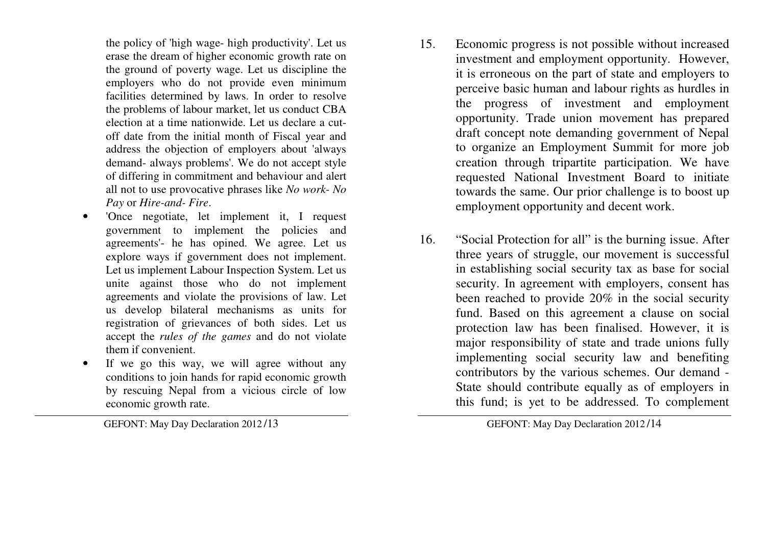the policy of 'high wage- high productivity'. Let us erase the dream of higher economic growth rate on the ground of poverty wage. Let us discipline the employers who do not provide even minimum facilities determined by laws. In order to resolve the problems of labour market, let us conduct CBA election at a time nationwide. Let us declare a cut-off date from the initial month of Fiscal year and address the objection of employers about 'always demand- always problems'. We do not accept style of differing in commitment and behaviour and alert all not to use provocative phrases like *No work- No Pay* or *Hire-and- Fire*.

- 'Once negotiate, let implement it, I request government to implement the policies and agreements'- he has opined. We agree. Let us explore ways if government does not implement. Let us implement Labour Inspection System. Let us unite against those who do not implement agreements and violate the provisions of law. Let us develop bilateral mechanisms as units for registration of grievances of both sides. Let us accept the *rules of the games* and do not violate them if convenient.
- If we go this way, we will agree without any conditions to join hands for rapid economic growth by rescuing Nepal from a vicious circle of low economic growth rate.

15. Economic progress is not possible without increased investment and employment opportunity. However, it is erroneous on the part of state and employers to perceive basic human and labour rights as hurdles in the progress of investment and employment opportunity. Trade union movement has prepared draft concept note demanding government of Nepal to organize an Employment Summit for more job creation through tripartite participation. We have requested National Investment Board to initiate towards the same. Our prior challenge is to boost up employment opportunity and decent work.

16. "Social Protection for all" is the burning issue. After three years of struggle, our movement is successful in establishing social security tax as base for social security. In agreement with employers, consent has been reached to provide 20% in the social security fund. Based on this agreement a clause on social protection law has been finalised. However, it is major responsibility of state and trade unions fully implementing social security law and benefiting contributors by the various schemes. Our demand - State should contribute equally as of employers in this fund; is yet to be addressed. To complement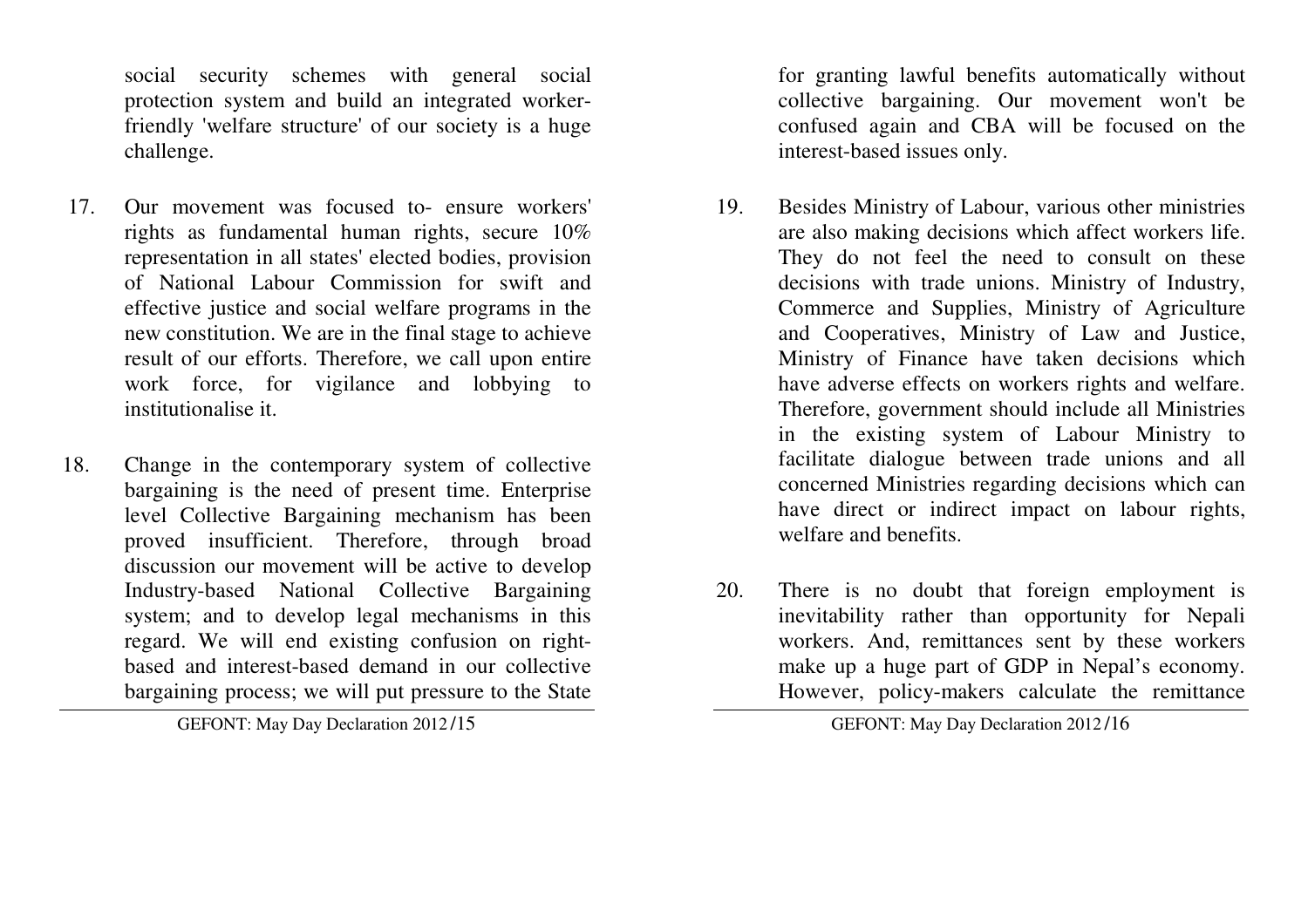social security schemes with general social protection system and build an integrated worker-friendly 'welfare structure' of our society is a huge challenge.

17. Our movement was focused to- ensure workers' rights as fundamental human rights, secure 10% representation in all states' elected bodies, provision of National Labour Commission for swift and effective justice and social welfare programs in the new constitution. We are in the final stage to achieve result of our efforts. Therefore, we call upon entire work force, for vigilance and lobbying to institutionalise it.

18. Change in the contemporary system of collective bargaining is the need of present time. Enterprise level Collective Bargaining mechanism has been proved insufficient. Therefore, through broad discussion our movement will be active to develop Industry-based National Collective Bargaining system; and to develop legal mechanisms in this regard. We will end existing confusion on right-based and interest-based demand in our collective bargaining process; we will put pressure to the State for granting lawful benefits automatically without collective bargaining. Our movement won't be confused again and CBA will be focused on the interest-based issues only.

19. Besides Ministry of Labour, various other ministries are also making decisions which affect workers life. They do not feel the need to consult on these decisions with trade unions. Ministry of Industry, Commerce and Supplies, Ministry of Agriculture and Cooperatives, Ministry of Law and Justice, Ministry of Finance have taken decisions which have adverse effects on workers rights and welfare. Therefore, government should include all Ministries in the existing system of Labour Ministry to facilitate dialogue between trade unions and all concerned Ministries regarding decisions which can have direct or indirect impact on labour rights, welfare and benefits.

20. There is no doubt that foreign employment is inevitability rather than opportunity for Nepali workers. And, remittances sent by these workers make up a huge part of GDP in Nepal's economy. However, policy-makers calculate the remittance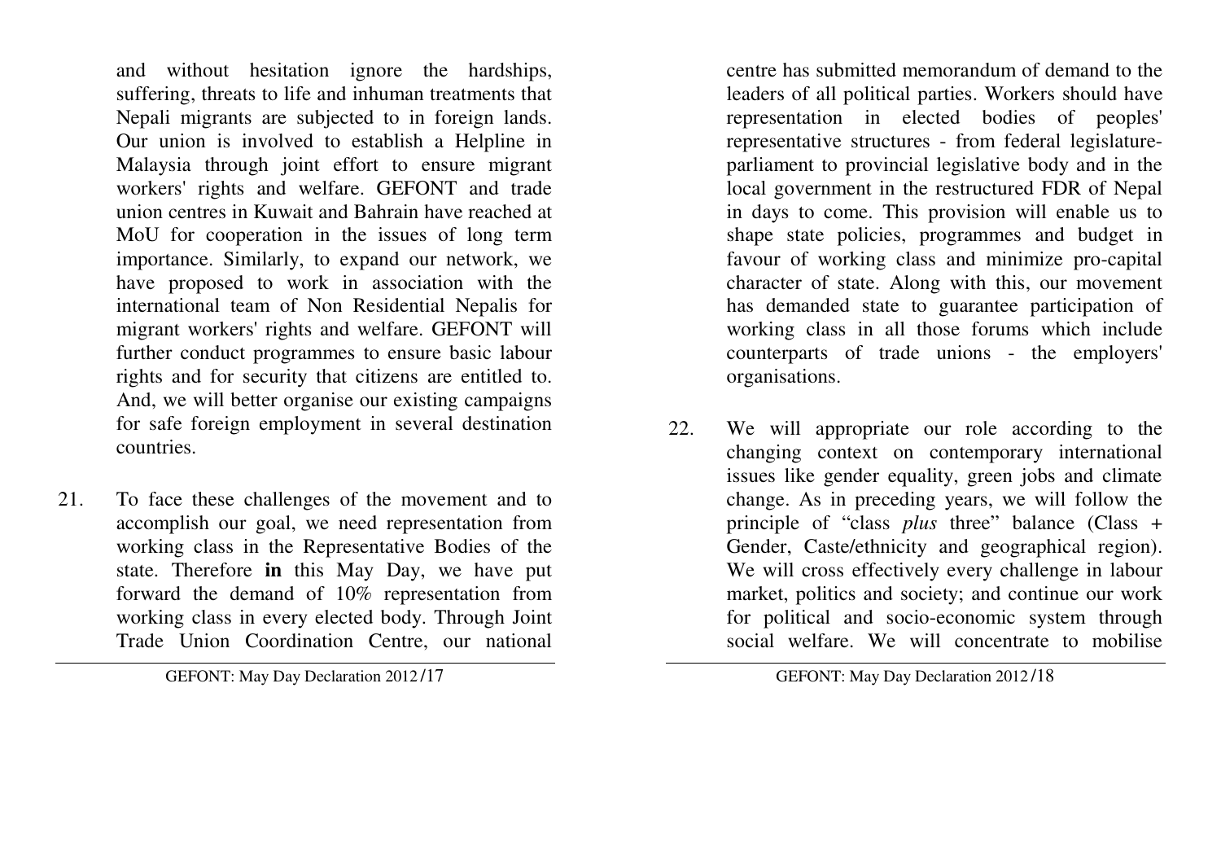and without hesitation ignore the hardships, suffering, threats to life and inhuman treatments that Nepali migrants are subjected to in foreign lands. Our union is involved to establish a Helpline in Malaysia through joint effort to ensure migrant workers' rights and welfare. GEFONT and trade union centres in Kuwait and Bahrain have reached at MoU for cooperation in the issues of long term importance. Similarly, to expand our network, we have proposed to work in association with the international team of Non Residential Nepalis for migrant workers' rights and welfare. GEFONT will further conduct programmes to ensure basic labour rights and for security that citizens are entitled to. And, we will better organise our existing campaigns for safe foreign employment in several destination countries.

21. To face these challenges of the movement and to accomplish our goal, we need representation from working class in the Representative Bodies of the state. Therefore **in** this May Day, we have put forward the demand of 10% representation from working class in every elected body. Through Joint Trade Union Coordination Centre, our national centre has submitted memorandum of demand to the leaders of all political parties. Workers should have representation in elected bodies of peoples' representative structures - from federal legislature-parliament to provincial legislative body and in the local government in the restructured FDR of Nepal in days to come. This provision will enable us to shape state policies, programmes and budget in favour of working class and minimize pro-capital character of state. Along with this, our movement has demanded state to guarantee participation of working class in all those forums which include counterparts of trade unions - the employers' organisations.

22. We will appropriate our role according to the changing context on contemporary international issues like gender equality, green jobs and climate change. As in preceding years, we will follow the principle of "class *plus* three" balance (Class + Gender, Caste/ethnicity and geographical region). We will cross effectively every challenge in labour market, politics and society; and continue our work for political and socio-economic system through social welfare. We will concentrate to mobilise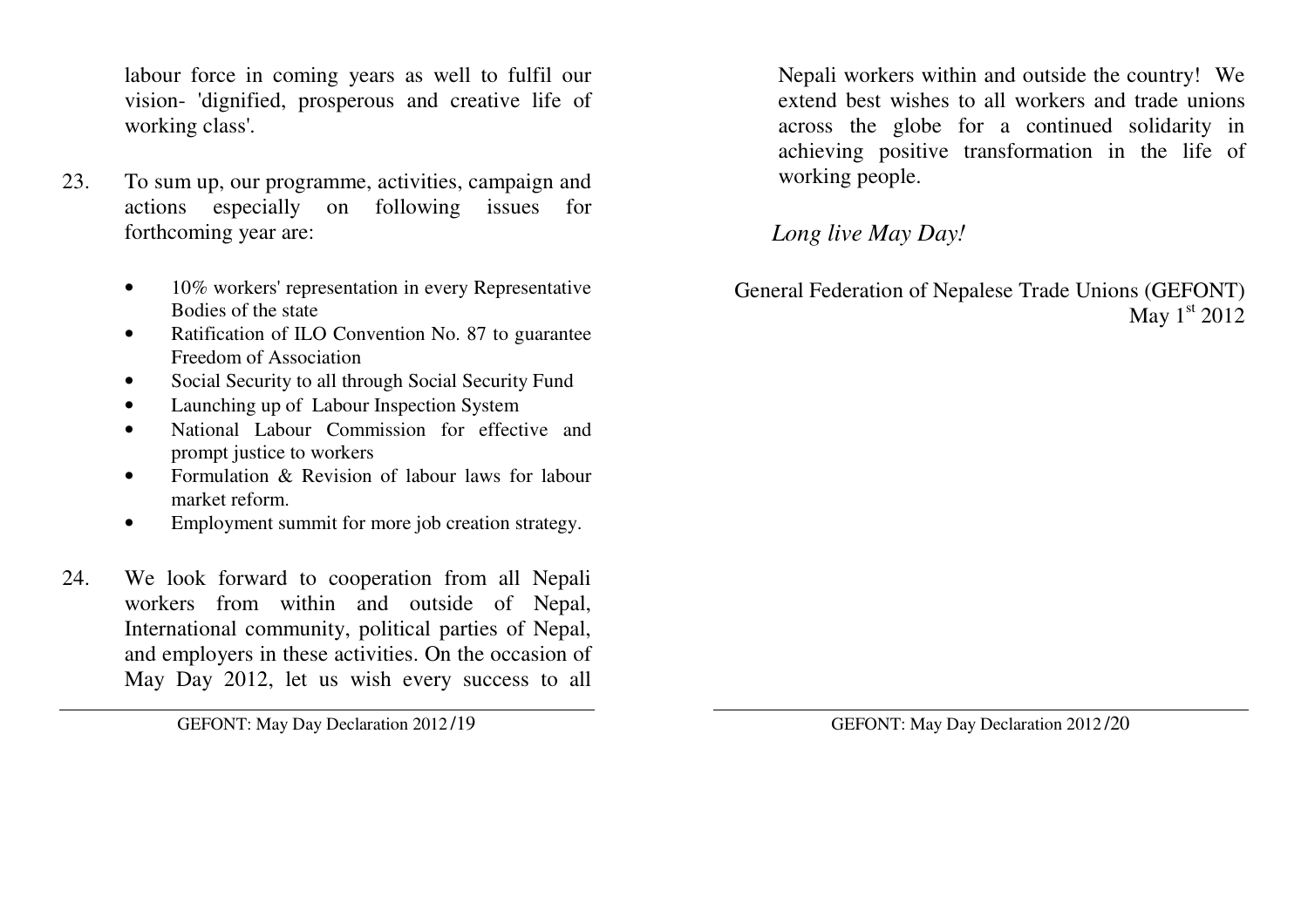labour force in coming years as well to fulfil our vision- 'dignified, prosperous and creative life of working class'.

23. To sum up, our programme, activities, campaign and actions especially on following issues for forthcoming year are:

    - 10% workers' representation in every Representative Bodies of the state
    - Ratification of ILO Convention No. 87 to guarantee Freedom of Association
    - Social Security to all through Social Security Fund
    - Launching up of Labour Inspection System
    - National Labour Commission for effective and prompt justice to workers
    - Formulation & Revision of labour laws for labour market reform.
    - Employment summit for more job creation strategy.

24. We look forward to cooperation from all Nepali workers from within and outside of Nepal, International community, political parties of Nepal, and employers in these activities. On the occasion of May Day 2012, let us wish every success to all Nepali workers within and outside the country! We extend best wishes to all workers and trade unions across the globe for a continued solidarity in achieving positive transformation in the life of working people.

*Long live May Day!*

General Federation of Nepalese Trade Unions (GEFONT)
May 1st 2012